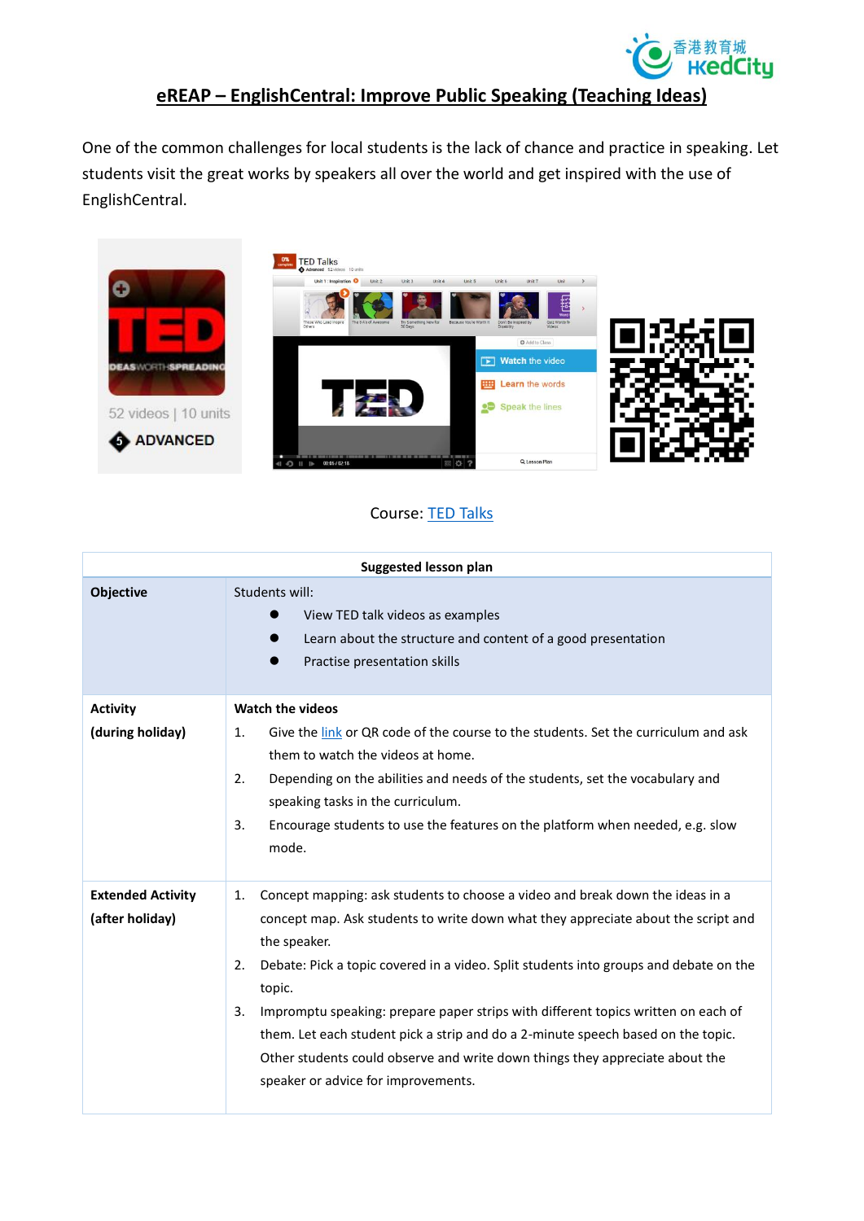# eREAP – EnglishCentral: Improve Public Speaking (Teaching Ideas)

One of the common challenges for local students is the lack of chance and practice in speaking. Let students visit the great works by speakers all over the world and get inspired with the use of EnglishCentral.

Course: TED Talks

| Suggested lesson plan | |
|---|---|
| **Objective** | Students will:<br>● View TED talk videos as examples<br>● Learn about the structure and content of a good presentation<br>● Practise presentation skills |
| **Activity (during holiday)** | **Watch the videos**<br>1. Give the link or QR code of the course to the students. Set the curriculum and ask them to watch the videos at home.<br>2. Depending on the abilities and needs of the students, set the vocabulary and speaking tasks in the curriculum.<br>3. Encourage students to use the features on the platform when needed, e.g. slow mode. |
| **Extended Activity (after holiday)** | 1. Concept mapping: ask students to choose a video and break down the ideas in a concept map. Ask students to write down what they appreciate about the script and the speaker.<br>2. Debate: Pick a topic covered in a video. Split students into groups and debate on the topic.<br>3. Impromptu speaking: prepare paper strips with different topics written on each of them. Let each student pick a strip and do a 2-minute speech based on the topic. Other students could observe and write down things they appreciate about the speaker or advice for improvements. |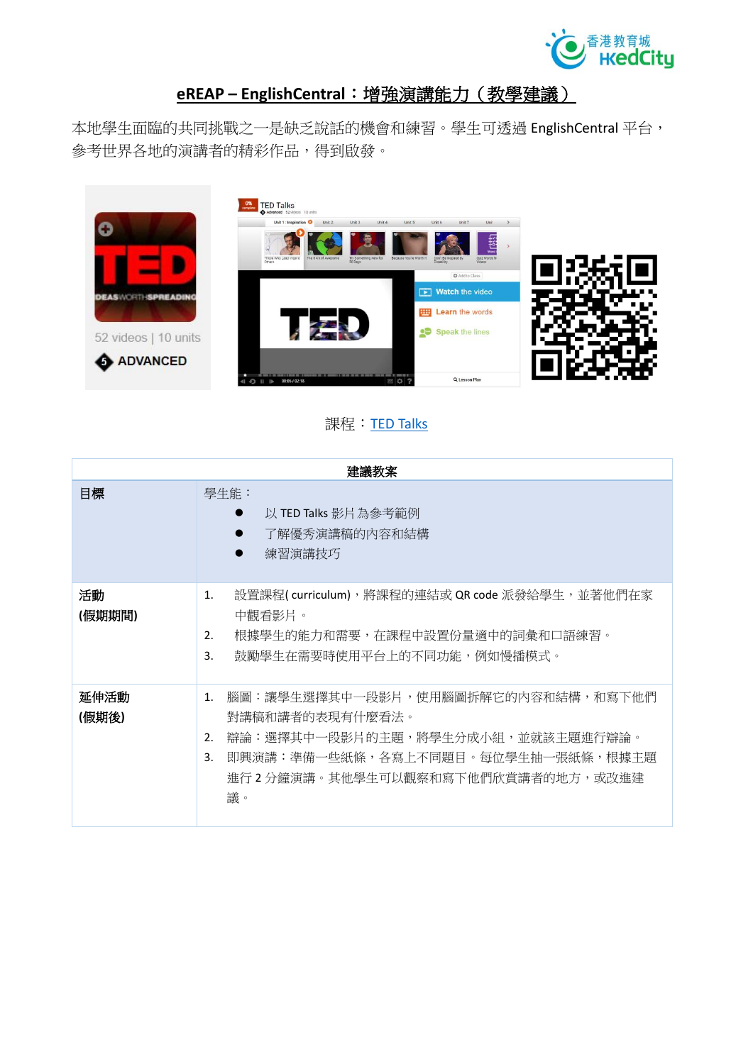## eREAP – EnglishCentral：增強演講能力（教學建議）

本地學生面臨的共同挑戰之一是缺乏說話的機會和練習。學生可透過 EnglishCentral 平台，參考世界各地的演講者的精彩作品，得到啟發。

課程：TED Talks

| 建議教案 | |
|---|---|
| **目標** | 學生能：<br>● 以 TED Talks 影片為參考範例<br>● 了解優秀演講稿的內容和結構<br>● 練習演講技巧 |
| **活動<br>(假期期間)** | 1. 設置課程( curriculum)，將課程的連結或 QR code 派發給學生，並著他們在家中觀看影片。<br>2. 根據學生的能力和需要，在課程中設置份量適中的詞彙和口語練習。<br>3. 鼓勵學生在需要時使用平台上的不同功能，例如慢播模式。 |
| **延伸活動<br>(假期後)** | 1. 腦圖：讓學生選擇其中一段影片，使用腦圖拆解它的內容和結構，和寫下他們對講稿和講者的表現有什麼看法。<br>2. 辯論：選擇其中一段影片的主題，將學生分成小組，並就該主題進行辯論。<br>3. 即興演講：準備一些紙條，各寫上不同題目。每位學生抽一張紙條，根據主題進行 2 分鐘演講。其他學生可以觀察和寫下他們欣賞講者的地方，或改進建議。 |